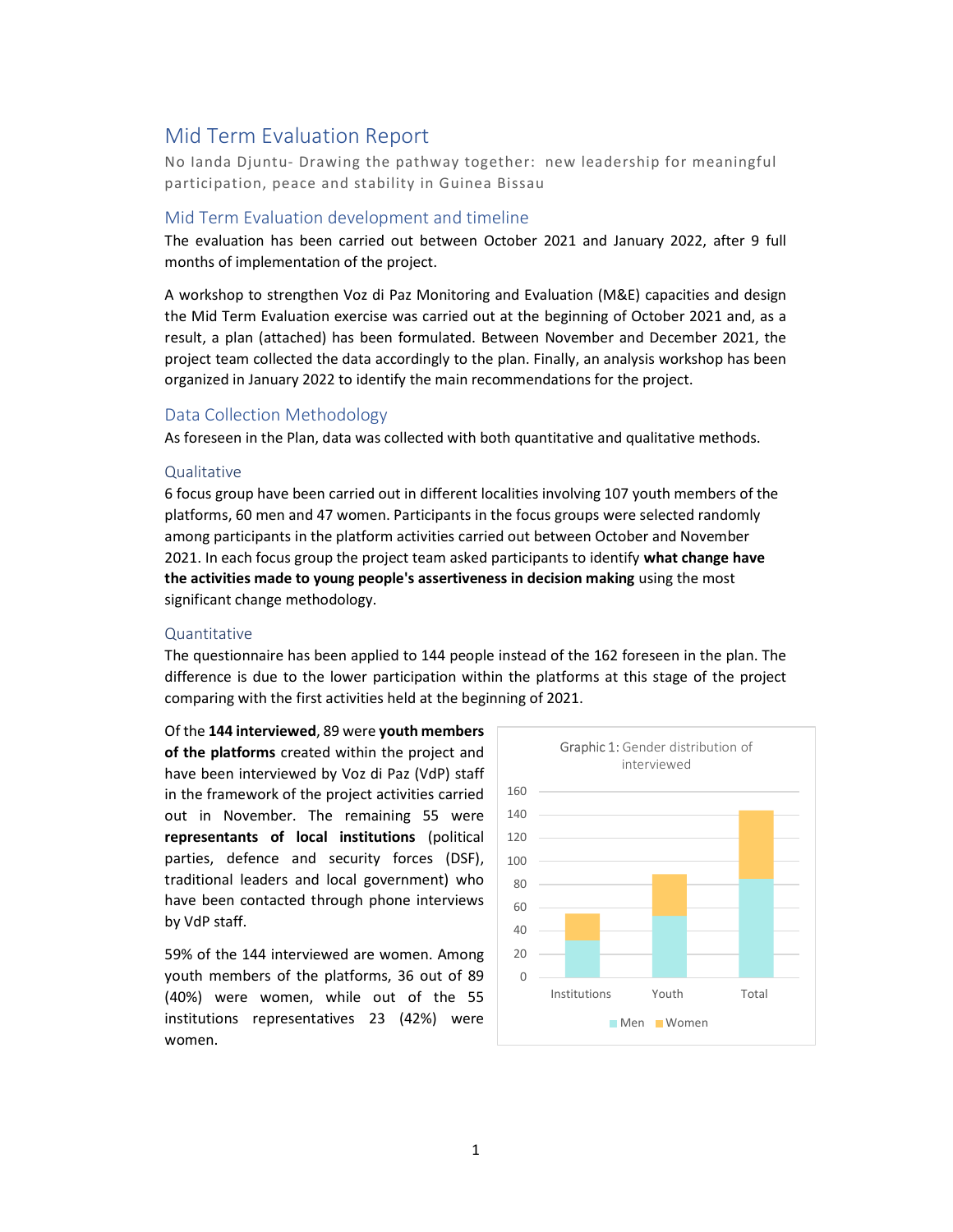# Mid Term Evaluation Report

No landa Djuntu- Drawing the pathway together: new leadership for meaningful participation, peace and stability in Guinea Bissau

## Mid Term Evaluation development and timeline

The evaluation has been carried out between October 2021 and January 2022, after 9 full months of implementation of the project.

A workshop to strengthen Voz di Paz Monitoring and Evaluation (M&E) capacities and design the Mid Term Evaluation exercise was carried out at the beginning of October 2021 and, as a result, a plan (attached) has been formulated. Between November and December 2021, the project team collected the data accordingly to the plan. Finally, an analysis workshop has been organized in January 2022 to identify the main recommendations for the project.

## Data Collection Methodology

As foreseen in the Plan, data was collected with both quantitative and qualitative methods.

### Qualitative

6 focus group have been carried out in different localities involving 107 youth members of the platforms, 60 men and 47 women. Participants in the focus groups were selected randomly among participants in the platform activities carried out between October and November 2021. In each focus group the project team asked participants to identify **what change have the activities made to young people's assertiveness in decision making** using the most significant change methodology.

### Quantitative

The questionnaire has been applied to 144 people instead of the 162 foreseen in the plan. The difference is due to the lower participation within the platforms at this stage of the project comparing with the first activities held at the beginning of 2021.

Of the **144 interviewed**, 89 were **youth members of the platforms** created within the project and have been interviewed by Voz di Paz (VdP) staff in the framework of the project activities carried out in November. The remaining 55 were **representants of local institutions** (political parties, defence and security forces (DSF), traditional leaders and local government) who have been contacted through phone interviews by VdP staff.

59% of the 144 interviewed are women. Among youth members of the platforms, 36 out of 89 (40%) were women, while out of the 55 institutions representatives 23 (42%) were women.

Graphic 1: Gender distribution of interviewed

| | Men | Women |
|---|---|---|
| Institutions | 32 | 23 |
| Youth | 53 | 36 |
| Total | 85 | 59 |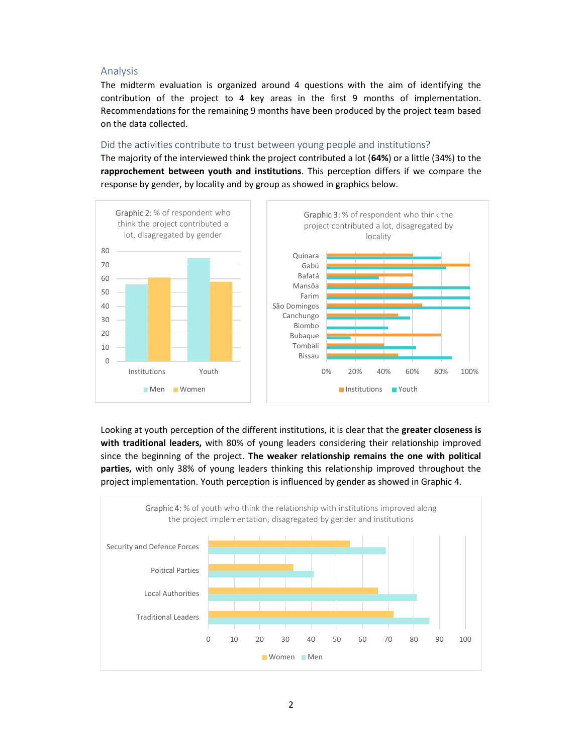## Analysis

The midterm evaluation is organized around 4 questions with the aim of identifying the contribution of the project to 4 key areas in the first 9 months of implementation. Recommendations for the remaining 9 months have been produced by the project team based on the data collected.

### Did the activities contribute to trust between young people and institutions?

The majority of the interviewed think the project contributed a lot (**64%**) or a little (34%) to the **rapprochement between youth and institutions**. This perception differs if we compare the response by gender, by locality and by group as showed in graphics below.

Graphic 2: % of respondent who think the project contributed a lot, disaggregated by gender

Graphic 3: % of respondent who think the project contributed a lot, disaggregated by locality

Looking at youth perception of the different institutions, it is clear that the **greater closeness is with traditional leaders,** with 80% of young leaders considering their relationship improved since the beginning of the project. **The weaker relationship remains the one with political parties,** with only 38% of young leaders thinking this relationship improved throughout the project implementation. Youth perception is influenced by gender as showed in Graphic 4.

Graphic 4: % of youth who think the relationship with institutions improved along the project implementation, disaggregated by gender and institutions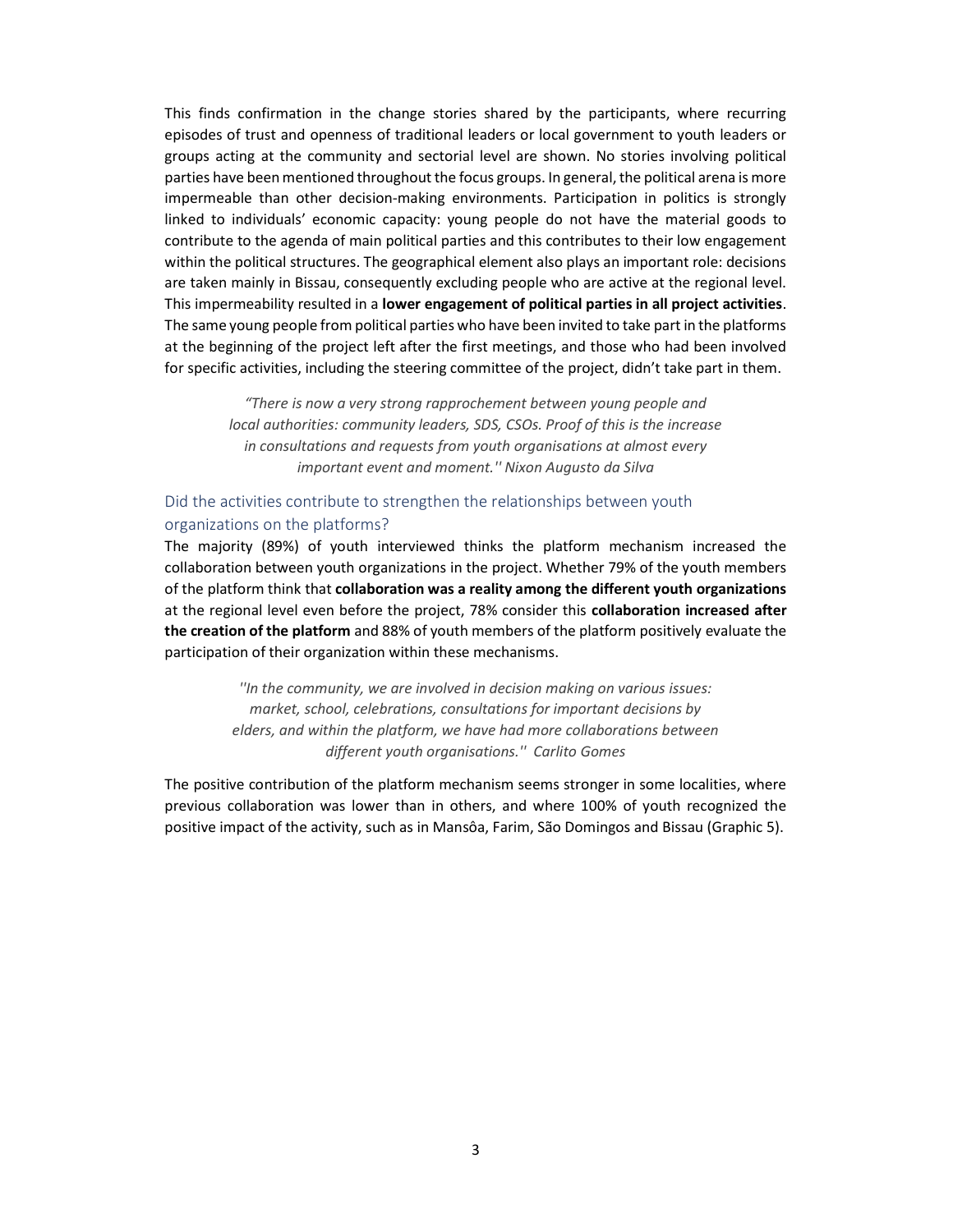This finds confirmation in the change stories shared by the participants, where recurring episodes of trust and openness of traditional leaders or local government to youth leaders or groups acting at the community and sectorial level are shown. No stories involving political parties have been mentioned throughout the focus groups. In general, the political arena is more impermeable than other decision-making environments. Participation in politics is strongly linked to individuals' economic capacity: young people do not have the material goods to contribute to the agenda of main political parties and this contributes to their low engagement within the political structures. The geographical element also plays an important role: decisions are taken mainly in Bissau, consequently excluding people who are active at the regional level. This impermeability resulted in a **lower engagement of political parties in all project activities**. The same young people from political parties who have been invited to take part in the platforms at the beginning of the project left after the first meetings, and those who had been involved for specific activities, including the steering committee of the project, didn't take part in them.

> *"There is now a very strong rapprochement between young people and local authorities: community leaders, SDS, CSOs. Proof of this is the increase in consultations and requests from youth organisations at almost every important event and moment.'' Nixon Augusto da Silva*

### Did the activities contribute to strengthen the relationships between youth organizations on the platforms?

The majority (89%) of youth interviewed thinks the platform mechanism increased the collaboration between youth organizations in the project. Whether 79% of the youth members of the platform think that **collaboration was a reality among the different youth organizations** at the regional level even before the project, 78% consider this **collaboration increased after the creation of the platform** and 88% of youth members of the platform positively evaluate the participation of their organization within these mechanisms.

> *''In the community, we are involved in decision making on various issues: market, school, celebrations, consultations for important decisions by elders, and within the platform, we have had more collaborations between different youth organisations.'' Carlito Gomes*

The positive contribution of the platform mechanism seems stronger in some localities, where previous collaboration was lower than in others, and where 100% of youth recognized the positive impact of the activity, such as in Mansôa, Farim, São Domingos and Bissau (Graphic 5).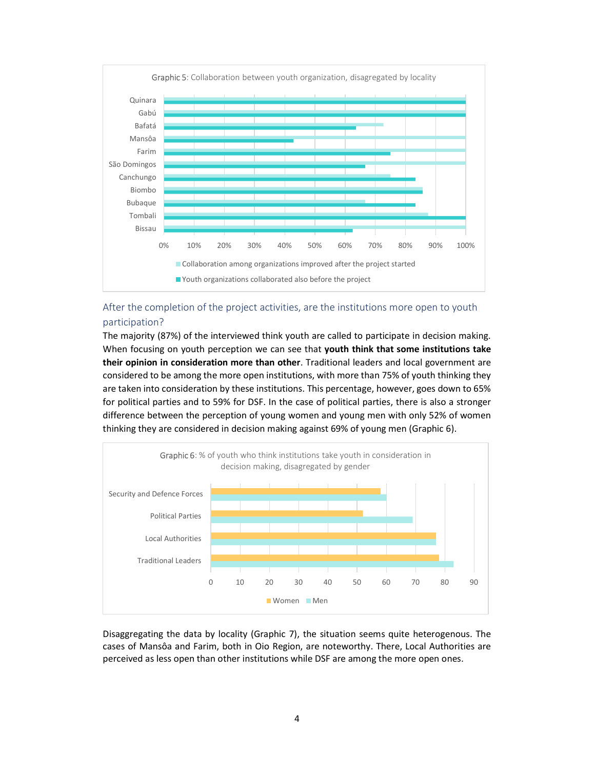Graphic 5: Collaboration between youth organization, disagregated by locality

Quinara, Gabú, Bafatá, Mansôa, Farim, São Domingos, Canchungo, Biombo, Bubaque, Tombali, Bissau

0% 10% 20% 30% 40% 50% 60% 70% 80% 90% 100%

Collaboration among organizations improved after the project started

Youth organizations collaborated also before the project

## After the completion of the project activities, are the institutions more open to youth participation?

The majority (87%) of the interviewed think youth are called to participate in decision making. When focusing on youth perception we can see that **youth think that some institutions take their opinion in consideration more than other**. Traditional leaders and local government are considered to be among the more open institutions, with more than 75% of youth thinking they are taken into consideration by these institutions. This percentage, however, goes down to 65% for political parties and to 59% for DSF. In the case of political parties, there is also a stronger difference between the perception of young women and young men with only 52% of women thinking they are considered in decision making against 69% of young men (Graphic 6).

Graphic 6: % of youth who think institutions take youth in consideration in decision making, disaggregated by gender

Security and Defence Forces, Political Parties, Local Authorities, Traditional Leaders

0 10 20 30 40 50 60 70 80 90

Women Men

Disaggregating the data by locality (Graphic 7), the situation seems quite heterogenous. The cases of Mansôa and Farim, both in Oio Region, are noteworthy. There, Local Authorities are perceived as less open than other institutions while DSF are among the more open ones.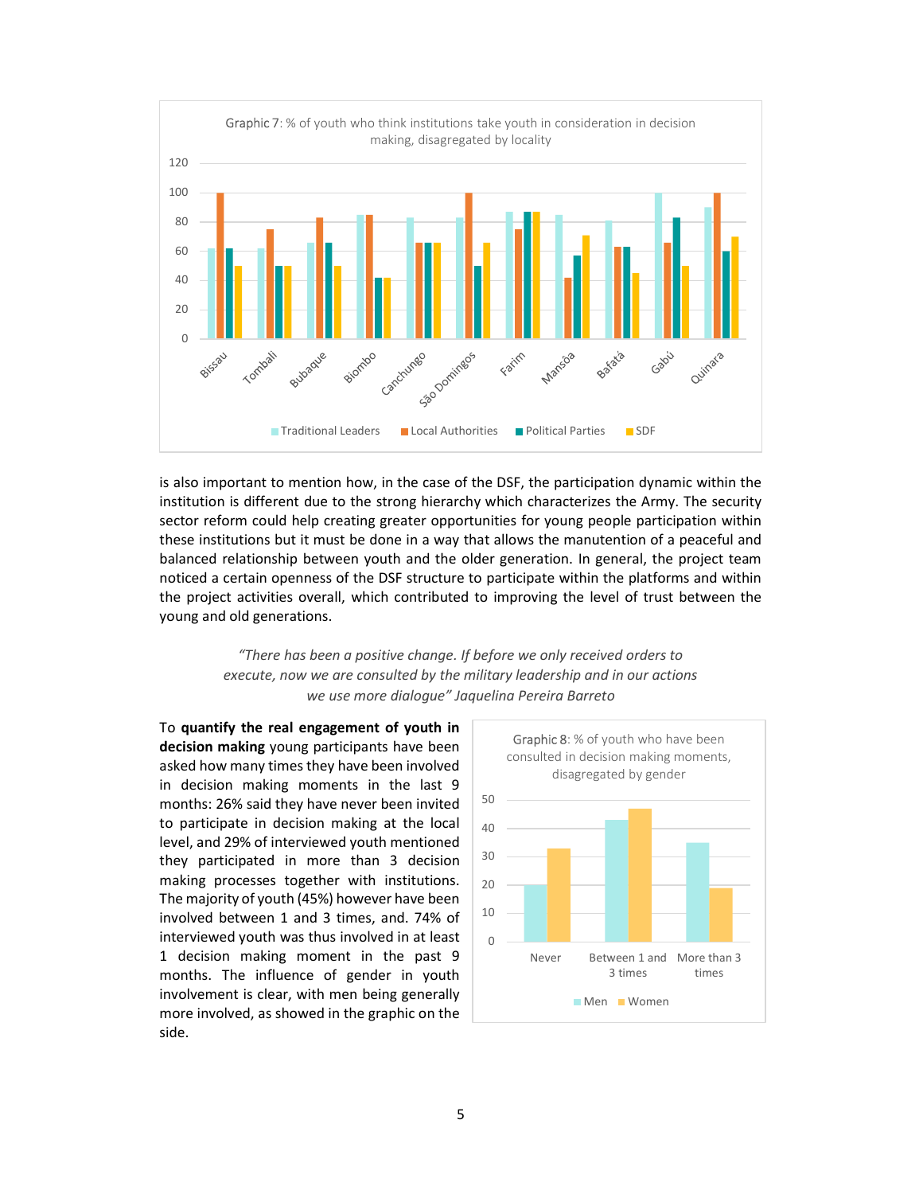Graphic 7: % of youth who think institutions take youth in consideration in decision making, disaggregated by locality

Graphic 8: % of youth who have been consulted in decision making moments, disaggregated by gender

is also important to mention how, in the case of the DSF, the participation dynamic within the institution is different due to the strong hierarchy which characterizes the Army. The security sector reform could help creating greater opportunities for young people participation within these institutions but it must be done in a way that allows the manutention of a peaceful and balanced relationship between youth and the older generation. In general, the project team noticed a certain openness of the DSF structure to participate within the platforms and within the project activities overall, which contributed to improving the level of trust between the young and old generations.

> *"There has been a positive change. If before we only received orders to execute, now we are consulted by the military leadership and in our actions we use more dialogue" Jaquelina Pereira Barreto*

To **quantify the real engagement of youth in decision making** young participants have been asked how many times they have been involved in decision making moments in the last 9 months: 26% said they have never been invited to participate in decision making at the local level, and 29% of interviewed youth mentioned they participated in more than 3 decision making processes together with institutions. The majority of youth (45%) however have been involved between 1 and 3 times, and. 74% of interviewed youth was thus involved in at least 1 decision making moment in the past 9 months. The influence of gender in youth involvement is clear, with men being generally more involved, as showed in the graphic on the side.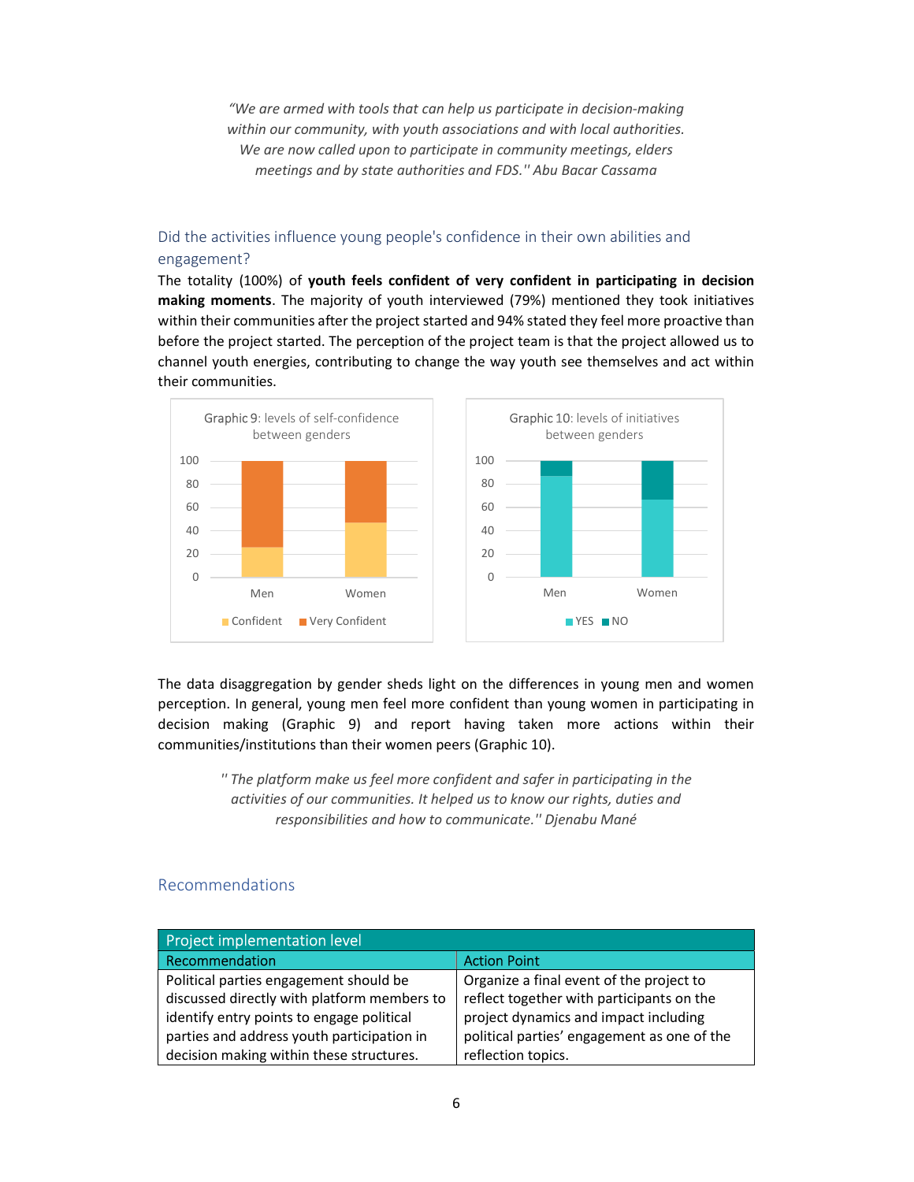*"We are armed with tools that can help us participate in decision-making within our community, with youth associations and with local authorities. We are now called upon to participate in community meetings, elders meetings and by state authorities and FDS.'' Abu Bacar Cassama*

## Did the activities influence young people's confidence in their own abilities and engagement?

The totality (100%) of **youth feels confident of very confident in participating in decision making moments**. The majority of youth interviewed (79%) mentioned they took initiatives within their communities after the project started and 94% stated they feel more proactive than before the project started. The perception of the project team is that the project allowed us to channel youth energies, contributing to change the way youth see themselves and act within their communities.

Graphic 9: levels of self-confidence between genders

Graphic 10: levels of initiatives between genders

The data disaggregation by gender sheds light on the differences in young men and women perception. In general, young men feel more confident than young women in participating in decision making (Graphic 9) and report having taken more actions within their communities/institutions than their women peers (Graphic 10).

*'' The platform make us feel more confident and safer in participating in the activities of our communities. It helped us to know our rights, duties and responsibilities and how to communicate.'' Djenabu Mané*

## Recommendations

| Project implementation level | |
|---|---|
| **Recommendation** | **Action Point** |
| Political parties engagement should be discussed directly with platform members to identify entry points to engage political parties and address youth participation in decision making within these structures. | Organize a final event of the project to reflect together with participants on the project dynamics and impact including political parties' engagement as one of the reflection topics. |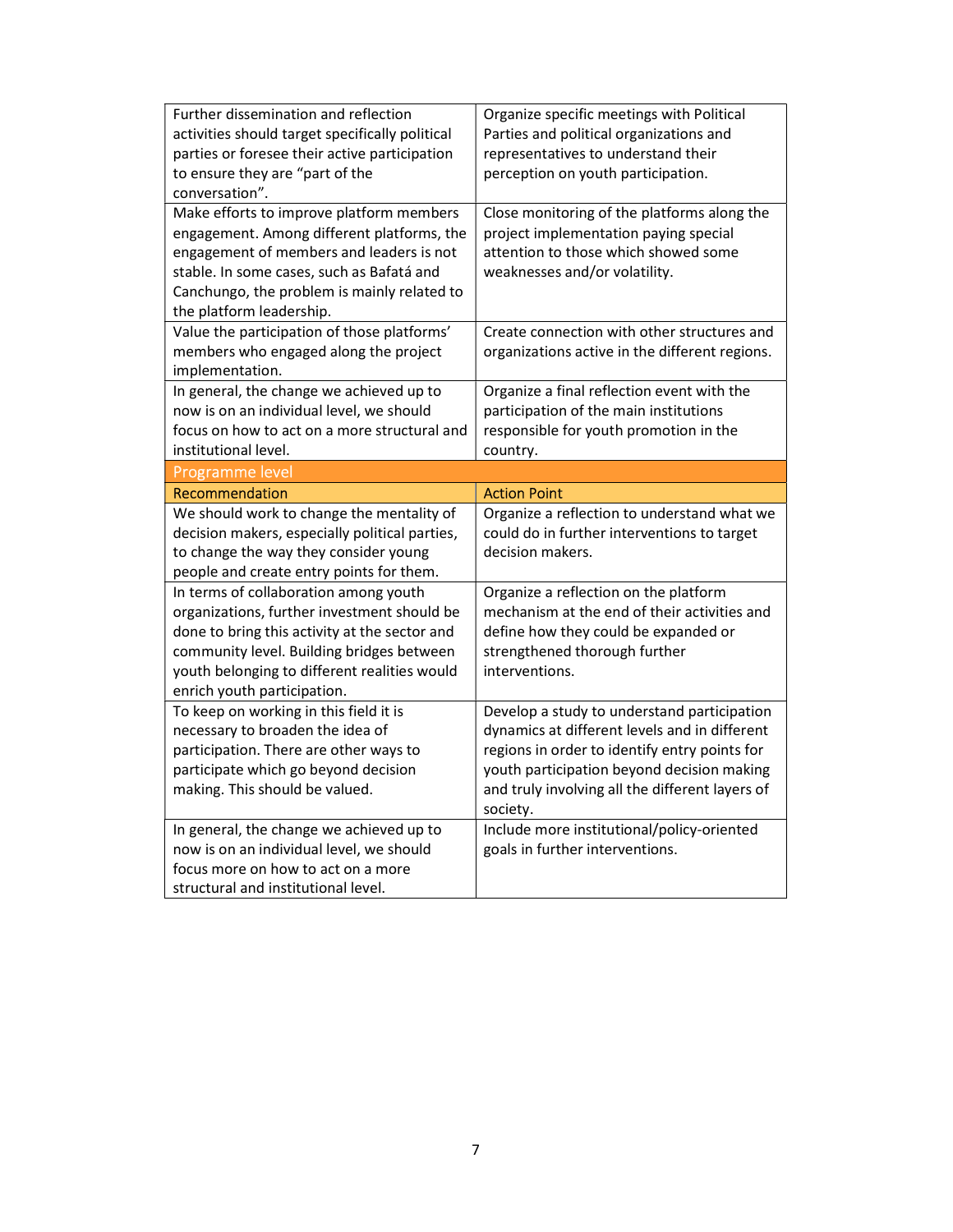| | |
|---|---|
| Further dissemination and reflection activities should target specifically political parties or foresee their active participation to ensure they are "part of the conversation". | Organize specific meetings with Political Parties and political organizations and representatives to understand their perception on youth participation. |
| Make efforts to improve platform members engagement. Among different platforms, the engagement of members and leaders is not stable. In some cases, such as Bafatá and Canchungo, the problem is mainly related to the platform leadership. | Close monitoring of the platforms along the project implementation paying special attention to those which showed some weaknesses and/or volatility. |
| Value the participation of those platforms' members who engaged along the project implementation. | Create connection with other structures and organizations active in the different regions. |
| In general, the change we achieved up to now is on an individual level, we should focus on how to act on a more structural and institutional level. | Organize a final reflection event with the participation of the main institutions responsible for youth promotion in the country. |
| **Programme level** | |
| **Recommendation** | **Action Point** |
| We should work to change the mentality of decision makers, especially political parties, to change the way they consider young people and create entry points for them. | Organize a reflection to understand what we could do in further interventions to target decision makers. |
| In terms of collaboration among youth organizations, further investment should be done to bring this activity at the sector and community level. Building bridges between youth belonging to different realities would enrich youth participation. | Organize a reflection on the platform mechanism at the end of their activities and define how they could be expanded or strengthened thorough further interventions. |
| To keep on working in this field it is necessary to broaden the idea of participation. There are other ways to participate which go beyond decision making. This should be valued. | Develop a study to understand participation dynamics at different levels and in different regions in order to identify entry points for youth participation beyond decision making and truly involving all the different layers of society. |
| In general, the change we achieved up to now is on an individual level, we should focus more on how to act on a more structural and institutional level. | Include more institutional/policy-oriented goals in further interventions. |